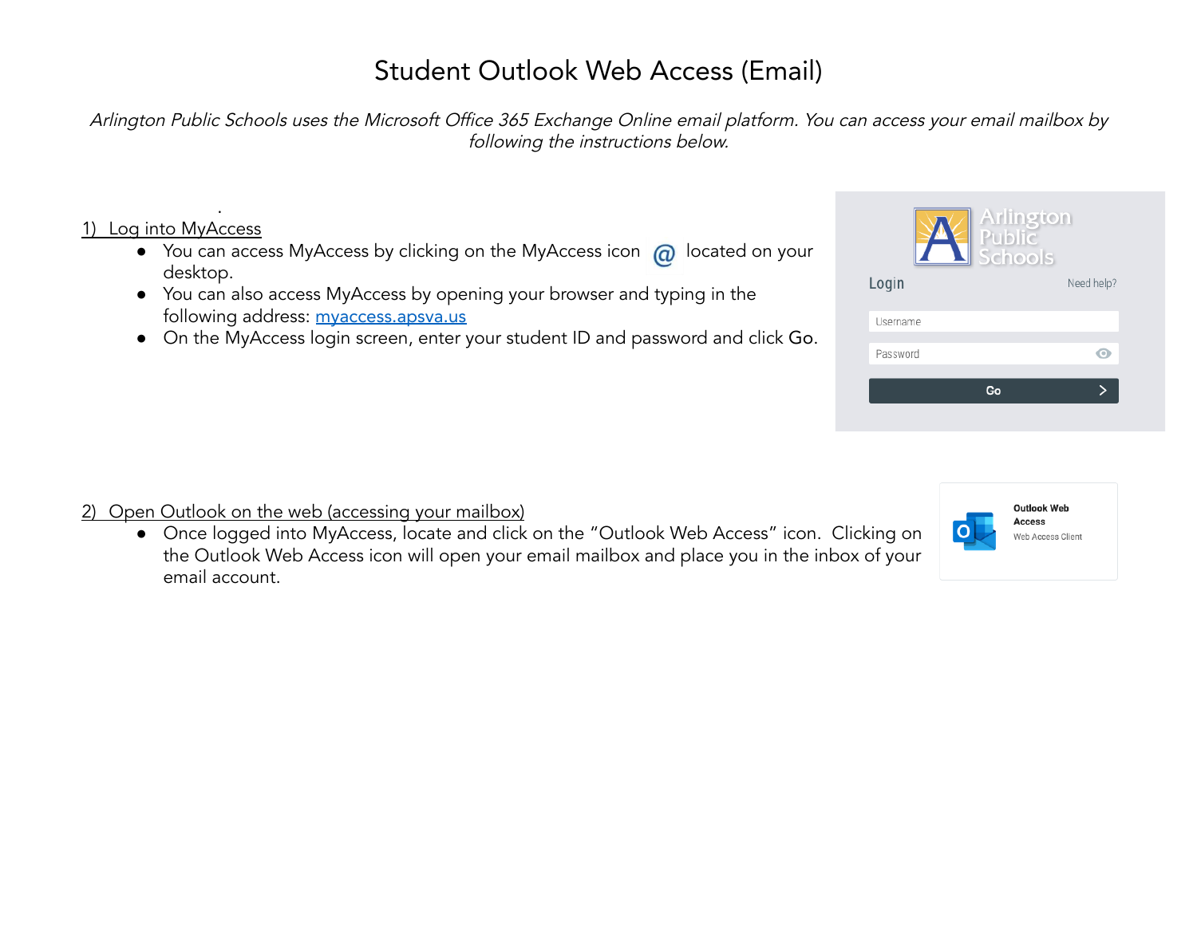# Student Outlook Web Access (Email)

*Arlington Public Schools uses the Microsoft Office 365 Exchange Online email platform. You can access your email mailbox by following the instructions below.*

## 1) Log into MyAccess

- You can access MyAccess by clicking on the MyAccess icon @ located on your desktop.
- You can also access MyAccess by opening your browser and typing in the following address: [myaccess.apsva.us](myaccess.apsva.us)
- On the MyAccess login screen, enter your student ID and password and click Go.

## 2) Open Outlook on the web (accessing your mailbox)

- Once logged into MyAccess, locate and click on the "Outlook Web Access" icon. Clicking on the Outlook Web Access icon will open your email mailbox and place you in the inbox of your email account.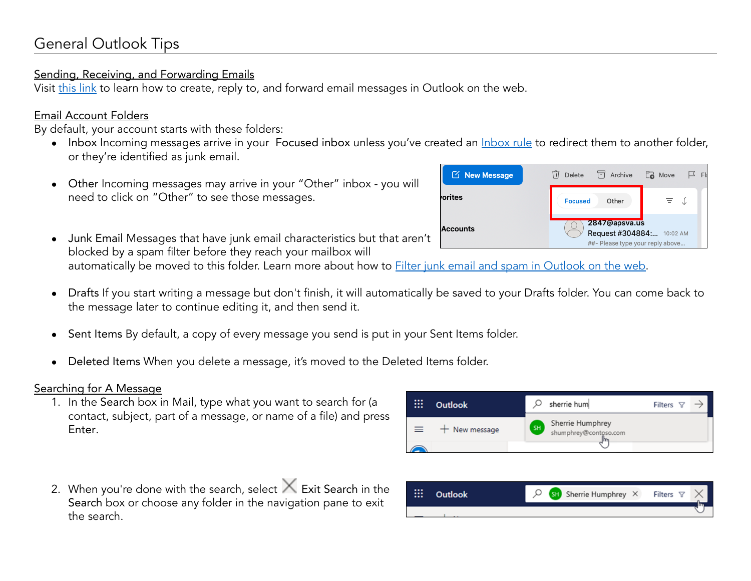# General Outlook Tips

## Sending, Receiving, and Forwarding Emails

Visit this link to learn how to create, reply to, and forward email messages in Outlook on the web.

## Email Account Folders

By default, your account starts with these folders:

- Inbox Incoming messages arrive in your Focused inbox unless you've created an Inbox rule to redirect them to another folder, or they're identified as junk email.
- Other Incoming messages may arrive in your "Other" inbox - you will need to click on "Other" to see those messages.
- Junk Email Messages that have junk email characteristics but that aren't blocked by a spam filter before they reach your mailbox will automatically be moved to this folder. Learn more about how to Filter junk email and spam in Outlook on the web.
- Drafts If you start writing a message but don't finish, it will automatically be saved to your Drafts folder. You can come back to the message later to continue editing it, and then send it.
- Sent Items By default, a copy of every message you send is put in your Sent Items folder.
- Deleted Items When you delete a message, it's moved to the Deleted Items folder.

## Searching for A Message

1. In the Search box in Mail, type what you want to search for (a contact, subject, part of a message, or name of a file) and press Enter.
2. When you're done with the search, select Exit Search in the Search box or choose any folder in the navigation pane to exit the search.